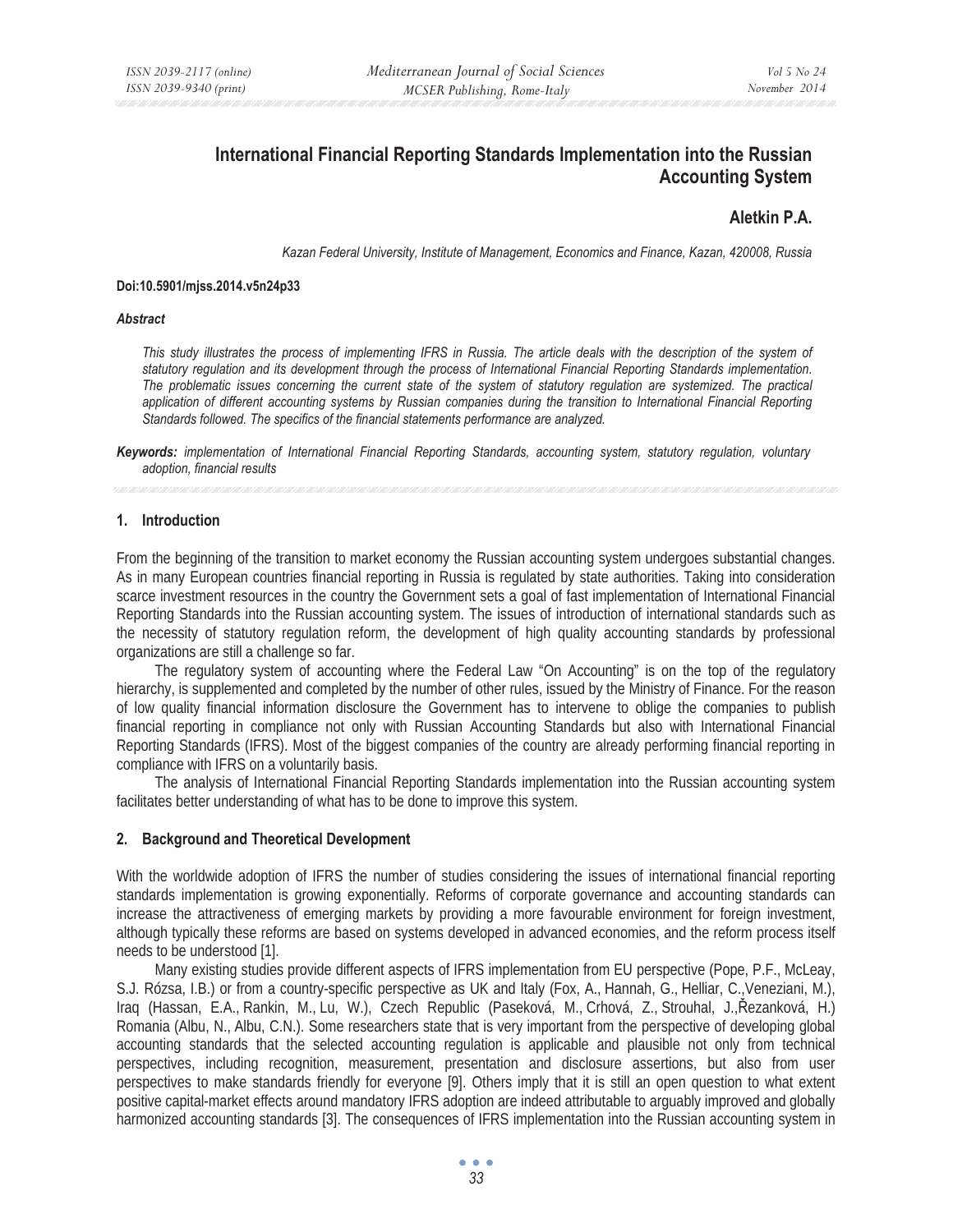# International Financial Reporting Standards Implementation into the Russian Accounting System

**Aletkin P.A.**

*Kazan Federal University, Institute of Management, Economics and Finance, Kazan, 420008, Russia*

**Doi:10.5901/mjss.2014.v5n24p33**

***Abstract***

*This study illustrates the process of implementing IFRS in Russia. The article deals with the description of the system of statutory regulation and its development through the process of International Financial Reporting Standards implementation. The problematic issues concerning the current state of the system of statutory regulation are systemized. The practical application of different accounting systems by Russian companies during the transition to International Financial Reporting Standards followed. The specifics of the financial statements performance are analyzed.*

***Keywords:*** *implementation of International Financial Reporting Standards, accounting system, statutory regulation, voluntary adoption, financial results*

## 1. Introduction

From the beginning of the transition to market economy the Russian accounting system undergoes substantial changes. As in many European countries financial reporting in Russia is regulated by state authorities. Taking into consideration scarce investment resources in the country the Government sets a goal of fast implementation of International Financial Reporting Standards into the Russian accounting system. The issues of introduction of international standards such as the necessity of statutory regulation reform, the development of high quality accounting standards by professional organizations are still a challenge so far.

The regulatory system of accounting where the Federal Law "On Accounting" is on the top of the regulatory hierarchy, is supplemented and completed by the number of other rules, issued by the Ministry of Finance. For the reason of low quality financial information disclosure the Government has to intervene to oblige the companies to publish financial reporting in compliance not only with Russian Accounting Standards but also with International Financial Reporting Standards (IFRS). Most of the biggest companies of the country are already performing financial reporting in compliance with IFRS on a voluntarily basis.

The analysis of International Financial Reporting Standards implementation into the Russian accounting system facilitates better understanding of what has to be done to improve this system.

## 2. Background and Theoretical Development

With the worldwide adoption of IFRS the number of studies considering the issues of international financial reporting standards implementation is growing exponentially. Reforms of corporate governance and accounting standards can increase the attractiveness of emerging markets by providing a more favourable environment for foreign investment, although typically these reforms are based on systems developed in advanced economies, and the reform process itself needs to be understood [1].

Many existing studies provide different aspects of IFRS implementation from EU perspective (Pope, P.F., McLeay, S.J. Rózsa, I.B.) or from a country-specific perspective as UK and Italy (Fox, A., Hannah, G., Helliar, C.,Veneziani, M.), Iraq (Hassan, E.A., Rankin, M., Lu, W.), Czech Republic (Paseková, M., Crhová, Z., Strouhal, J.,Řezanková, H.) Romania (Albu, N., Albu, C.N.). Some researchers state that is very important from the perspective of developing global accounting standards that the selected accounting regulation is applicable and plausible not only from technical perspectives, including recognition, measurement, presentation and disclosure assertions, but also from user perspectives to make standards friendly for everyone [9]. Others imply that it is still an open question to what extent positive capital-market effects around mandatory IFRS adoption are indeed attributable to arguably improved and globally harmonized accounting standards [3]. The consequences of IFRS implementation into the Russian accounting system in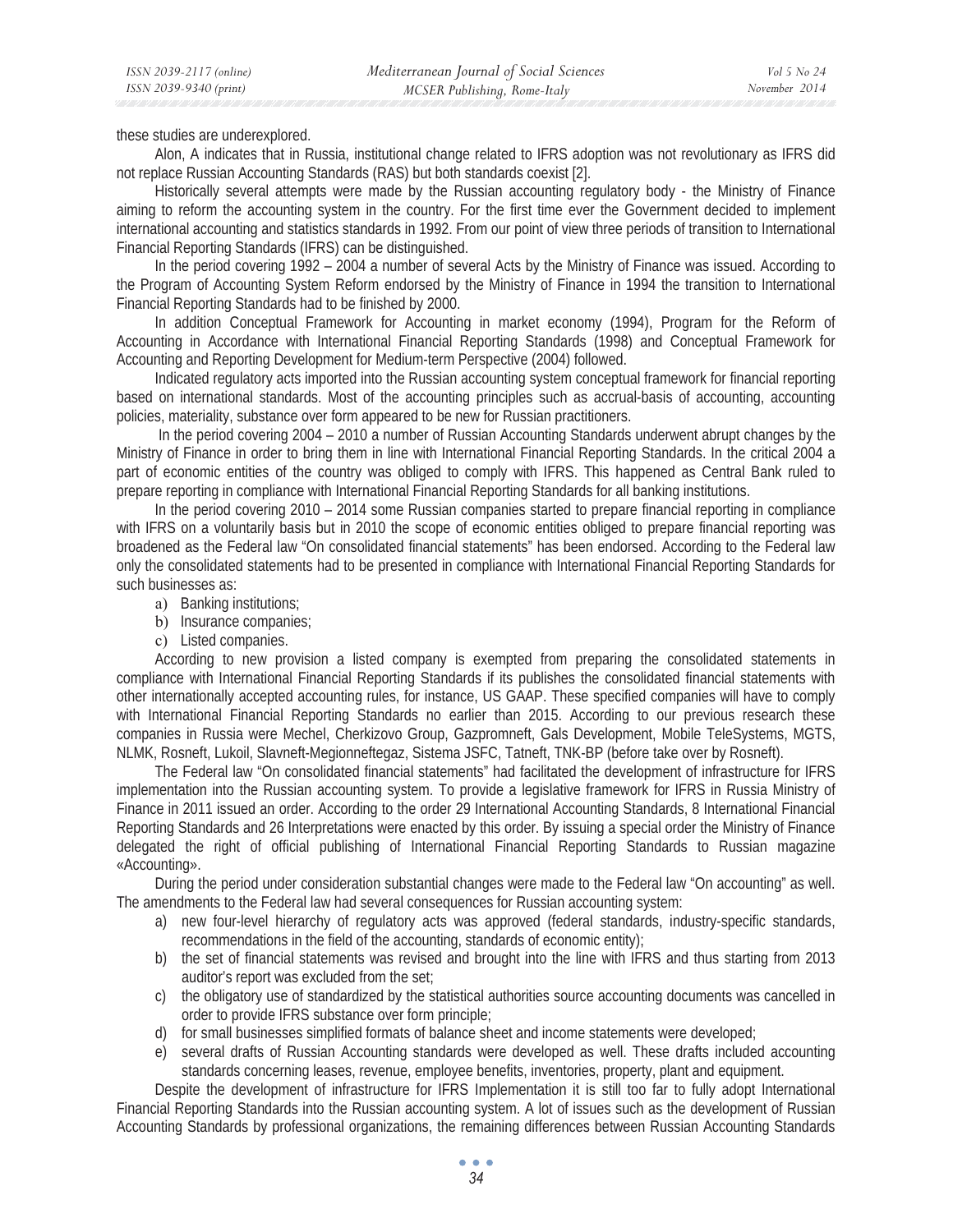these studies are underexplored.

Alon, A indicates that in Russia, institutional change related to IFRS adoption was not revolutionary as IFRS did not replace Russian Accounting Standards (RAS) but both standards coexist [2].

Historically several attempts were made by the Russian accounting regulatory body - the Ministry of Finance aiming to reform the accounting system in the country. For the first time ever the Government decided to implement international accounting and statistics standards in 1992. From our point of view three periods of transition to International Financial Reporting Standards (IFRS) can be distinguished.

In the period covering 1992 – 2004 a number of several Acts by the Ministry of Finance was issued. According to the Program of Accounting System Reform endorsed by the Ministry of Finance in 1994 the transition to International Financial Reporting Standards had to be finished by 2000.

In addition Conceptual Framework for Accounting in market economy (1994), Program for the Reform of Accounting in Accordance with International Financial Reporting Standards (1998) and Conceptual Framework for Accounting and Reporting Development for Medium-term Perspective (2004) followed.

Indicated regulatory acts imported into the Russian accounting system conceptual framework for financial reporting based on international standards. Most of the accounting principles such as accrual-basis of accounting, accounting policies, materiality, substance over form appeared to be new for Russian practitioners.

In the period covering 2004 – 2010 a number of Russian Accounting Standards underwent abrupt changes by the Ministry of Finance in order to bring them in line with International Financial Reporting Standards. In the critical 2004 a part of economic entities of the country was obliged to comply with IFRS. This happened as Central Bank ruled to prepare reporting in compliance with International Financial Reporting Standards for all banking institutions.

In the period covering 2010 – 2014 some Russian companies started to prepare financial reporting in compliance with IFRS on a voluntarily basis but in 2010 the scope of economic entities obliged to prepare financial reporting was broadened as the Federal law "On consolidated financial statements" has been endorsed. According to the Federal law only the consolidated statements had to be presented in compliance with International Financial Reporting Standards for such businesses as:

a) Banking institutions;
b) Insurance companies;
c) Listed companies.

According to new provision a listed company is exempted from preparing the consolidated statements in compliance with International Financial Reporting Standards if its publishes the consolidated financial statements with other internationally accepted accounting rules, for instance, US GAAP. These specified companies will have to comply with International Financial Reporting Standards no earlier than 2015. According to our previous research these companies in Russia were Mechel, Cherkizovo Group, Gazpromneft, Gals Development, Mobile TeleSystems, MGTS, NLMK, Rosneft, Lukoil, Slavneft-Megionneftegaz, Sistema JSFC, Tatneft, TNK-BP (before take over by Rosneft).

The Federal law "On consolidated financial statements" had facilitated the development of infrastructure for IFRS implementation into the Russian accounting system. To provide a legislative framework for IFRS in Russia Ministry of Finance in 2011 issued an order. According to the order 29 International Accounting Standards, 8 International Financial Reporting Standards and 26 Interpretations were enacted by this order. By issuing a special order the Ministry of Finance delegated the right of official publishing of International Financial Reporting Standards to Russian magazine «Accounting».

During the period under consideration substantial changes were made to the Federal law "On accounting" as well. The amendments to the Federal law had several consequences for Russian accounting system:

a) new four-level hierarchy of regulatory acts was approved (federal standards, industry-specific standards, recommendations in the field of the accounting, standards of economic entity);
b) the set of financial statements was revised and brought into the line with IFRS and thus starting from 2013 auditor's report was excluded from the set;
c) the obligatory use of standardized by the statistical authorities source accounting documents was cancelled in order to provide IFRS substance over form principle;
d) for small businesses simplified formats of balance sheet and income statements were developed;
e) several drafts of Russian Accounting standards were developed as well. These drafts included accounting standards concerning leases, revenue, employee benefits, inventories, property, plant and equipment.

Despite the development of infrastructure for IFRS Implementation it is still too far to fully adopt International Financial Reporting Standards into the Russian accounting system. A lot of issues such as the development of Russian Accounting Standards by professional organizations, the remaining differences between Russian Accounting Standards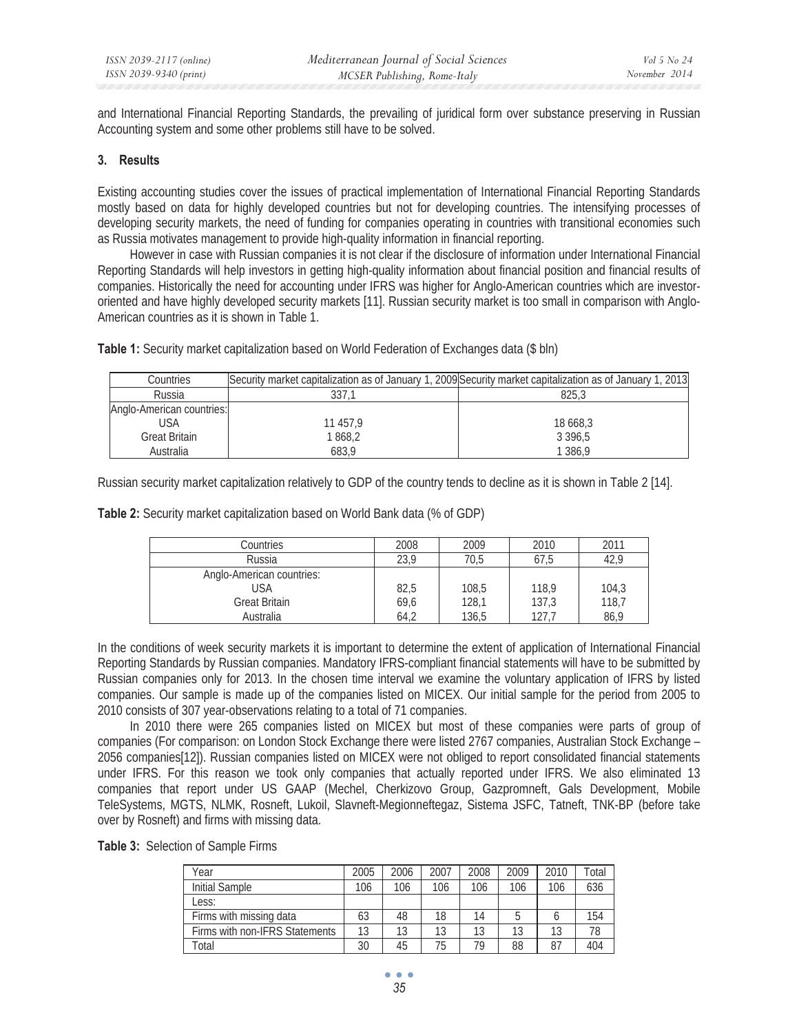and International Financial Reporting Standards, the prevailing of juridical form over substance preserving in Russian Accounting system and some other problems still have to be solved.

### 3. Results

Existing accounting studies cover the issues of practical implementation of International Financial Reporting Standards mostly based on data for highly developed countries but not for developing countries. The intensifying processes of developing security markets, the need of funding for companies operating in countries with transitional economies such as Russia motivates management to provide high-quality information in financial reporting.

However in case with Russian companies it is not clear if the disclosure of information under International Financial Reporting Standards will help investors in getting high-quality information about financial position and financial results of companies. Historically the need for accounting under IFRS was higher for Anglo-American countries which are investor-oriented and have highly developed security markets [11]. Russian security market is too small in comparison with Anglo-American countries as it is shown in Table 1.

**Table 1:** Security market capitalization based on World Federation of Exchanges data ($ bln)

| Countries | Security market capitalization as of January 1, 2009 | Security market capitalization as of January 1, 2013 |
|---|---|---|
| Russia | 337,1 | 825,3 |
| Anglo-American countries: | | |
| USA | 11 457,9 | 18 668,3 |
| Great Britain | 1 868,2 | 3 396,5 |
| Australia | 683,9 | 1 386,9 |

Russian security market capitalization relatively to GDP of the country tends to decline as it is shown in Table 2 [14].

**Table 2:** Security market capitalization based on World Bank data (% of GDP)

| Countries | 2008 | 2009 | 2010 | 2011 |
|---|---|---|---|---|
| Russia | 23,9 | 70,5 | 67,5 | 42,9 |
| Anglo-American countries: | | | | |
| USA | 82,5 | 108,5 | 118,9 | 104,3 |
| Great Britain | 69,6 | 128,1 | 137,3 | 118,7 |
| Australia | 64,2 | 136,5 | 127,7 | 86,9 |

In the conditions of week security markets it is important to determine the extent of application of International Financial Reporting Standards by Russian companies. Mandatory IFRS-compliant financial statements will have to be submitted by Russian companies only for 2013. In the chosen time interval we examine the voluntary application of IFRS by listed companies. Our sample is made up of the companies listed on MICEX. Our initial sample for the period from 2005 to 2010 consists of 307 year-observations relating to a total of 71 companies.

In 2010 there were 265 companies listed on MICEX but most of these companies were parts of group of companies (For comparison: on London Stock Exchange there were listed 2767 companies, Australian Stock Exchange – 2056 companies[12]). Russian companies listed on MICEX were not obliged to report consolidated financial statements under IFRS. For this reason we took only companies that actually reported under IFRS. We also eliminated 13 companies that report under US GAAP (Mechel, Cherkizovo Group, Gazpromneft, Gals Development, Mobile TeleSystems, MGTS, NLMK, Rosneft, Lukoil, Slavneft-Megionneftegaz, Sistema JSFC, Tatneft, TNK-BP (before take over by Rosneft) and firms with missing data.

**Table 3:** Selection of Sample Firms

| Year | 2005 | 2006 | 2007 | 2008 | 2009 | 2010 | Total |
|---|---|---|---|---|---|---|---|
| Initial Sample | 106 | 106 | 106 | 106 | 106 | 106 | 636 |
| Less: | | | | | | | |
| Firms with missing data | 63 | 48 | 18 | 14 | 5 | 6 | 154 |
| Firms with non-IFRS Statements | 13 | 13 | 13 | 13 | 13 | 13 | 78 |
| Total | 30 | 45 | 75 | 79 | 88 | 87 | 404 |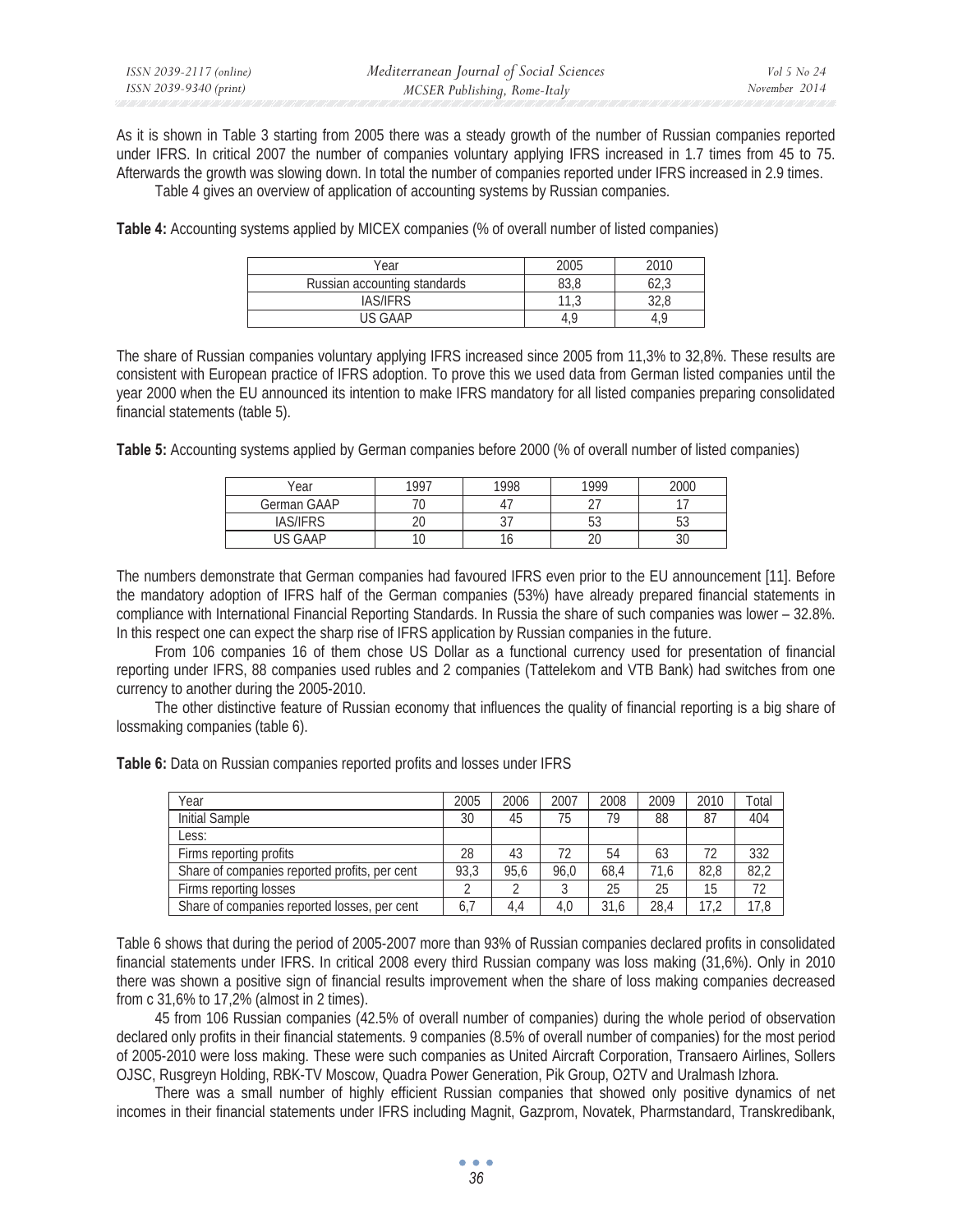As it is shown in Table 3 starting from 2005 there was a steady growth of the number of Russian companies reported under IFRS. In critical 2007 the number of companies voluntary applying IFRS increased in 1.7 times from 45 to 75. Afterwards the growth was slowing down. In total the number of companies reported under IFRS increased in 2.9 times.

Table 4 gives an overview of application of accounting systems by Russian companies.

**Table 4:** Accounting systems applied by MICEX companies (% of overall number of listed companies)

| Year | 2005 | 2010 |
|---|---|---|
| Russian accounting standards | 83,8 | 62,3 |
| IAS/IFRS | 11,3 | 32,8 |
| US GAAP | 4,9 | 4,9 |

The share of Russian companies voluntary applying IFRS increased since 2005 from 11,3% to 32,8%. These results are consistent with European practice of IFRS adoption. To prove this we used data from German listed companies until the year 2000 when the EU announced its intention to make IFRS mandatory for all listed companies preparing consolidated financial statements (table 5).

**Table 5:** Accounting systems applied by German companies before 2000 (% of overall number of listed companies)

| Year | 1997 | 1998 | 1999 | 2000 |
|---|---|---|---|---|
| German GAAP | 70 | 47 | 27 | 17 |
| IAS/IFRS | 20 | 37 | 53 | 53 |
| US GAAP | 10 | 16 | 20 | 30 |

The numbers demonstrate that German companies had favoured IFRS even prior to the EU announcement [11]. Before the mandatory adoption of IFRS half of the German companies (53%) have already prepared financial statements in compliance with International Financial Reporting Standards. In Russia the share of such companies was lower – 32.8%. In this respect one can expect the sharp rise of IFRS application by Russian companies in the future.

From 106 companies 16 of them chose US Dollar as a functional currency used for presentation of financial reporting under IFRS, 88 companies used rubles and 2 companies (Tattelekom and VTB Bank) had switches from one currency to another during the 2005-2010.

The other distinctive feature of Russian economy that influences the quality of financial reporting is a big share of lossmaking companies (table 6).

**Table 6:** Data on Russian companies reported profits and losses under IFRS

| Year | 2005 | 2006 | 2007 | 2008 | 2009 | 2010 | Total |
|---|---|---|---|---|---|---|---|
| Initial Sample | 30 | 45 | 75 | 79 | 88 | 87 | 404 |
| Less: | | | | | | | |
| Firms reporting profits | 28 | 43 | 72 | 54 | 63 | 72 | 332 |
| Share of companies reported profits, per cent | 93,3 | 95,6 | 96,0 | 68,4 | 71,6 | 82,8 | 82,2 |
| Firms reporting losses | 2 | 2 | 3 | 25 | 25 | 15 | 72 |
| Share of companies reported losses, per cent | 6,7 | 4,4 | 4,0 | 31,6 | 28,4 | 17,2 | 17,8 |

Table 6 shows that during the period of 2005-2007 more than 93% of Russian companies declared profits in consolidated financial statements under IFRS. In critical 2008 every third Russian company was loss making (31,6%). Only in 2010 there was shown a positive sign of financial results improvement when the share of loss making companies decreased from c 31,6% to 17,2% (almost in 2 times).

45 from 106 Russian companies (42.5% of overall number of companies) during the whole period of observation declared only profits in their financial statements. 9 companies (8.5% of overall number of companies) for the most period of 2005-2010 were loss making. These were such companies as United Aircraft Corporation, Transaero Airlines, Sollers OJSC, Rusgreyn Holding, RBK-TV Moscow, Quadra Power Generation, Pik Group, O2TV and Uralmash Izhora.

There was a small number of highly efficient Russian companies that showed only positive dynamics of net incomes in their financial statements under IFRS including Magnit, Gazprom, Novatek, Pharmstandard, Transkredibank,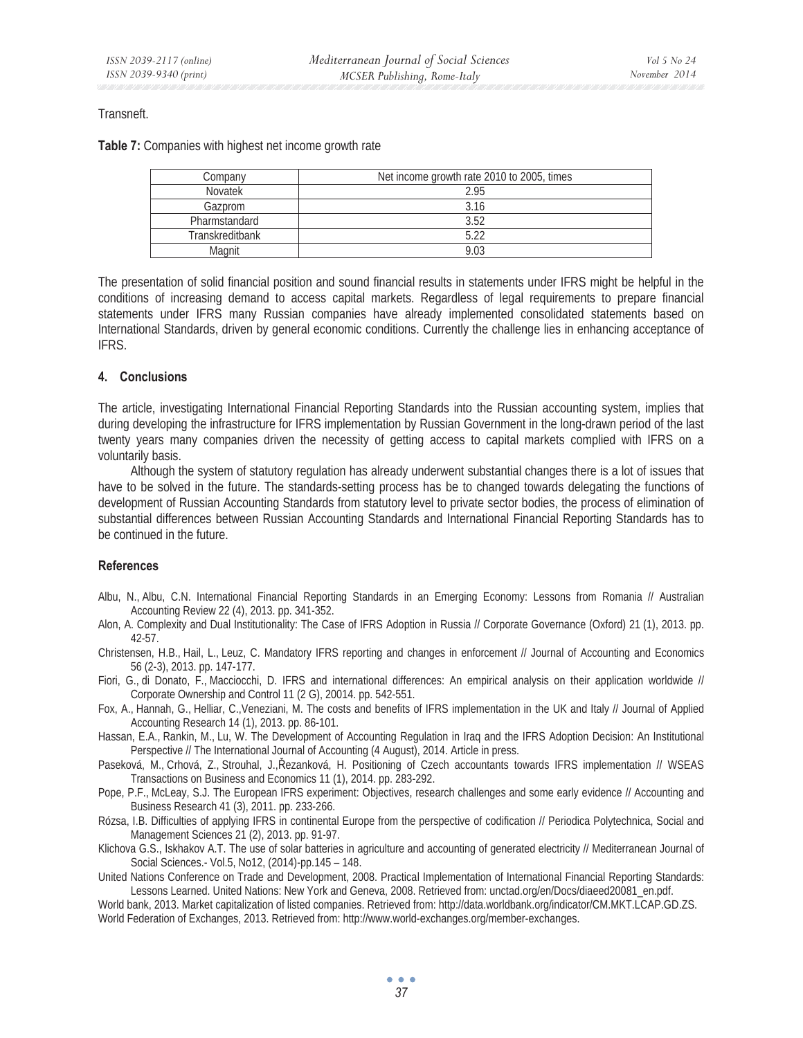Transneft.

**Table 7:** Companies with highest net income growth rate

| Company | Net income growth rate 2010 to 2005, times |
| --- | --- |
| Novatek | 2.95 |
| Gazprom | 3.16 |
| Pharmstandard | 3.52 |
| Transkreditbank | 5.22 |
| Magnit | 9.03 |

The presentation of solid financial position and sound financial results in statements under IFRS might be helpful in the conditions of increasing demand to access capital markets. Regardless of legal requirements to prepare financial statements under IFRS many Russian companies have already implemented consolidated statements based on International Standards, driven by general economic conditions. Currently the challenge lies in enhancing acceptance of IFRS.

## 4. Conclusions

The article, investigating International Financial Reporting Standards into the Russian accounting system, implies that during developing the infrastructure for IFRS implementation by Russian Government in the long-drawn period of the last twenty years many companies driven the necessity of getting access to capital markets complied with IFRS on a voluntarily basis.

Although the system of statutory regulation has already underwent substantial changes there is a lot of issues that have to be solved in the future. The standards-setting process has be to changed towards delegating the functions of development of Russian Accounting Standards from statutory level to private sector bodies, the process of elimination of substantial differences between Russian Accounting Standards and International Financial Reporting Standards has to be continued in the future.

## References

Albu, N., Albu, C.N. International Financial Reporting Standards in an Emerging Economy: Lessons from Romania // Australian Accounting Review 22 (4), 2013. pp. 341-352.

Alon, A. Complexity and Dual Institutionality: The Case of IFRS Adoption in Russia // Corporate Governance (Oxford) 21 (1), 2013. pp. 42-57.

Christensen, H.B., Hail, L., Leuz, C. Mandatory IFRS reporting and changes in enforcement // Journal of Accounting and Economics 56 (2-3), 2013. pp. 147-177.

Fiori, G., di Donato, F., Macciocchi, D. IFRS and international differences: An empirical analysis on their application worldwide // Corporate Ownership and Control 11 (2 G), 20014. pp. 542-551.

Fox, A., Hannah, G., Helliar, C.,Veneziani, M. The costs and benefits of IFRS implementation in the UK and Italy // Journal of Applied Accounting Research 14 (1), 2013. pp. 86-101.

Hassan, E.A., Rankin, M., Lu, W. The Development of Accounting Regulation in Iraq and the IFRS Adoption Decision: An Institutional Perspective // The International Journal of Accounting (4 August), 2014. Article in press.

Paseková, M., Crhová, Z., Strouhal, J.,Řezanková, H. Positioning of Czech accountants towards IFRS implementation // WSEAS Transactions on Business and Economics 11 (1), 2014. pp. 283-292.

Pope, P.F., McLeay, S.J. The European IFRS experiment: Objectives, research challenges and some early evidence // Accounting and Business Research 41 (3), 2011. pp. 233-266.

Rózsa, I.B. Difficulties of applying IFRS in continental Europe from the perspective of codification // Periodica Polytechnica, Social and Management Sciences 21 (2), 2013. pp. 91-97.

Klichova G.S., Iskhakov A.T. The use of solar batteries in agriculture and accounting of generated electricity // Mediterranean Journal of Social Sciences.- Vol.5, No12, (2014)-pp.145 – 148.

United Nations Conference on Trade and Development, 2008. Practical Implementation of International Financial Reporting Standards: Lessons Learned. United Nations: New York and Geneva, 2008. Retrieved from: unctad.org/en/Docs/diaeed20081_en.pdf.

World bank, 2013. Market capitalization of listed companies. Retrieved from: http://data.worldbank.org/indicator/CM.MKT.LCAP.GD.ZS.

World Federation of Exchanges, 2013. Retrieved from: http://www.world-exchanges.org/member-exchanges.